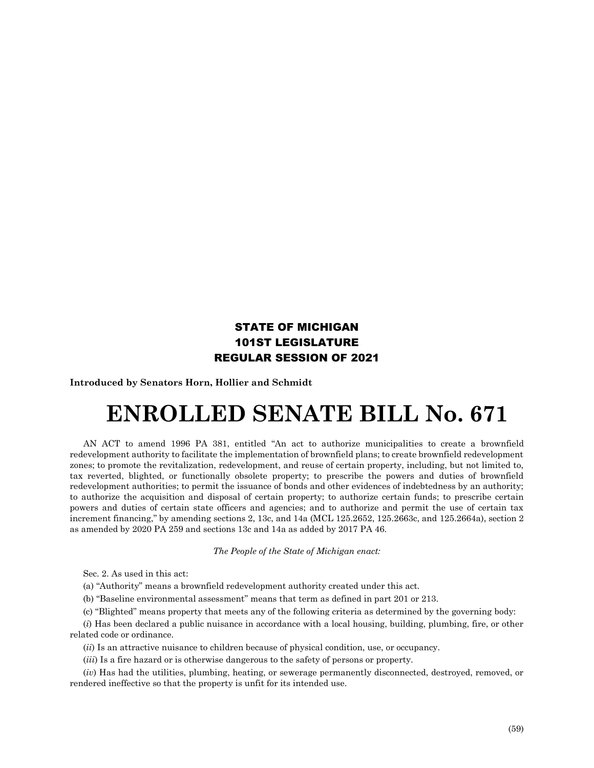**STATE OF MICHIGAN**
**101ST LEGISLATURE**
**REGULAR SESSION OF 2021**

**Introduced by Senators Horn, Hollier and Schmidt**

# ENROLLED SENATE BILL No. 671

AN ACT to amend 1996 PA 381, entitled "An act to authorize municipalities to create a brownfield redevelopment authority to facilitate the implementation of brownfield plans; to create brownfield redevelopment zones; to promote the revitalization, redevelopment, and reuse of certain property, including, but not limited to, tax reverted, blighted, or functionally obsolete property; to prescribe the powers and duties of brownfield redevelopment authorities; to permit the issuance of bonds and other evidences of indebtedness by an authority; to authorize the acquisition and disposal of certain property; to authorize certain funds; to prescribe certain powers and duties of certain state officers and agencies; and to authorize and permit the use of certain tax increment financing," by amending sections 2, 13c, and 14a (MCL 125.2652, 125.2663c, and 125.2664a), section 2 as amended by 2020 PA 259 and sections 13c and 14a as added by 2017 PA 46.

*The People of the State of Michigan enact:*

Sec. 2. As used in this act:

(a) "Authority" means a brownfield redevelopment authority created under this act.

(b) "Baseline environmental assessment" means that term as defined in part 201 or 213.

(c) "Blighted" means property that meets any of the following criteria as determined by the governing body:

(*i*) Has been declared a public nuisance in accordance with a local housing, building, plumbing, fire, or other related code or ordinance.

(*ii*) Is an attractive nuisance to children because of physical condition, use, or occupancy.

(*iii*) Is a fire hazard or is otherwise dangerous to the safety of persons or property.

(*iv*) Has had the utilities, plumbing, heating, or sewerage permanently disconnected, destroyed, removed, or rendered ineffective so that the property is unfit for its intended use.

(59)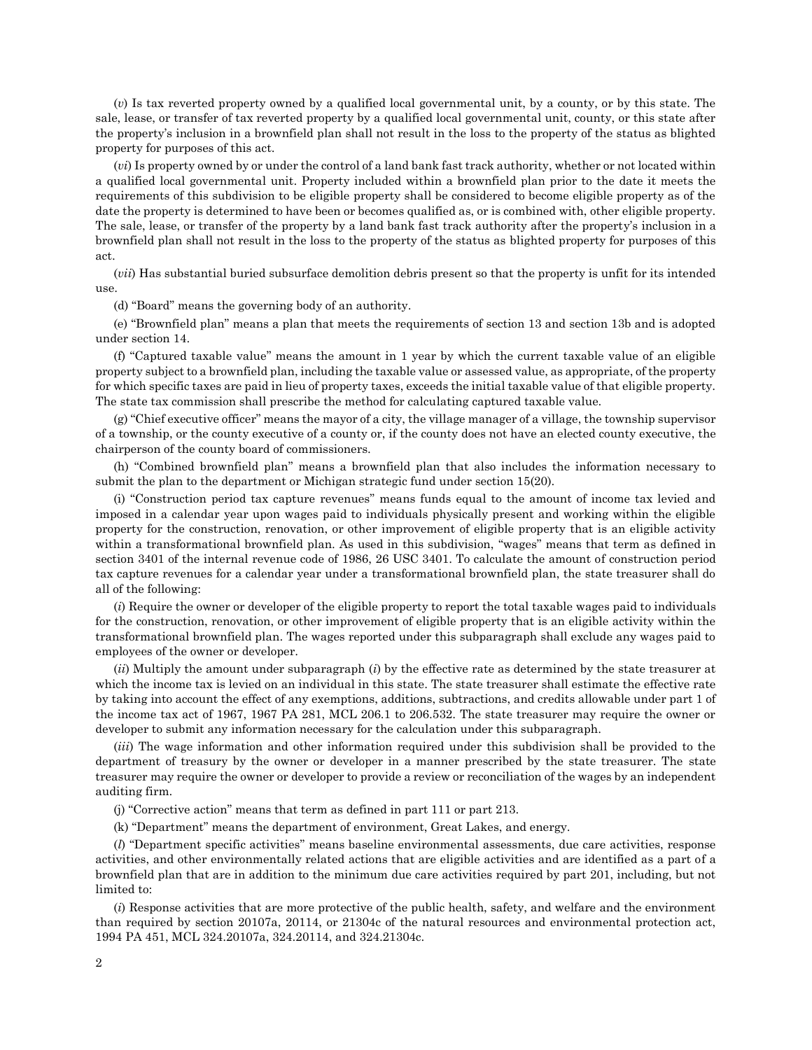(*v*) Is tax reverted property owned by a qualified local governmental unit, by a county, or by this state. The sale, lease, or transfer of tax reverted property by a qualified local governmental unit, county, or this state after the property's inclusion in a brownfield plan shall not result in the loss to the property of the status as blighted property for purposes of this act.

(*vi*) Is property owned by or under the control of a land bank fast track authority, whether or not located within a qualified local governmental unit. Property included within a brownfield plan prior to the date it meets the requirements of this subdivision to be eligible property shall be considered to become eligible property as of the date the property is determined to have been or becomes qualified as, or is combined with, other eligible property. The sale, lease, or transfer of the property by a land bank fast track authority after the property's inclusion in a brownfield plan shall not result in the loss to the property of the status as blighted property for purposes of this act.

(*vii*) Has substantial buried subsurface demolition debris present so that the property is unfit for its intended use.

(d) "Board" means the governing body of an authority.

(e) "Brownfield plan" means a plan that meets the requirements of section 13 and section 13b and is adopted under section 14.

(f) "Captured taxable value" means the amount in 1 year by which the current taxable value of an eligible property subject to a brownfield plan, including the taxable value or assessed value, as appropriate, of the property for which specific taxes are paid in lieu of property taxes, exceeds the initial taxable value of that eligible property. The state tax commission shall prescribe the method for calculating captured taxable value.

(g) "Chief executive officer" means the mayor of a city, the village manager of a village, the township supervisor of a township, or the county executive of a county or, if the county does not have an elected county executive, the chairperson of the county board of commissioners.

(h) "Combined brownfield plan" means a brownfield plan that also includes the information necessary to submit the plan to the department or Michigan strategic fund under section 15(20).

(i) "Construction period tax capture revenues" means funds equal to the amount of income tax levied and imposed in a calendar year upon wages paid to individuals physically present and working within the eligible property for the construction, renovation, or other improvement of eligible property that is an eligible activity within a transformational brownfield plan. As used in this subdivision, "wages" means that term as defined in section 3401 of the internal revenue code of 1986, 26 USC 3401. To calculate the amount of construction period tax capture revenues for a calendar year under a transformational brownfield plan, the state treasurer shall do all of the following:

(*i*) Require the owner or developer of the eligible property to report the total taxable wages paid to individuals for the construction, renovation, or other improvement of eligible property that is an eligible activity within the transformational brownfield plan. The wages reported under this subparagraph shall exclude any wages paid to employees of the owner or developer.

(*ii*) Multiply the amount under subparagraph (*i*) by the effective rate as determined by the state treasurer at which the income tax is levied on an individual in this state. The state treasurer shall estimate the effective rate by taking into account the effect of any exemptions, additions, subtractions, and credits allowable under part 1 of the income tax act of 1967, 1967 PA 281, MCL 206.1 to 206.532. The state treasurer may require the owner or developer to submit any information necessary for the calculation under this subparagraph.

(*iii*) The wage information and other information required under this subdivision shall be provided to the department of treasury by the owner or developer in a manner prescribed by the state treasurer. The state treasurer may require the owner or developer to provide a review or reconciliation of the wages by an independent auditing firm.

(j) "Corrective action" means that term as defined in part 111 or part 213.

(k) "Department" means the department of environment, Great Lakes, and energy.

(*l*) "Department specific activities" means baseline environmental assessments, due care activities, response activities, and other environmentally related actions that are eligible activities and are identified as a part of a brownfield plan that are in addition to the minimum due care activities required by part 201, including, but not limited to:

(*i*) Response activities that are more protective of the public health, safety, and welfare and the environment than required by section 20107a, 20114, or 21304c of the natural resources and environmental protection act, 1994 PA 451, MCL 324.20107a, 324.20114, and 324.21304c.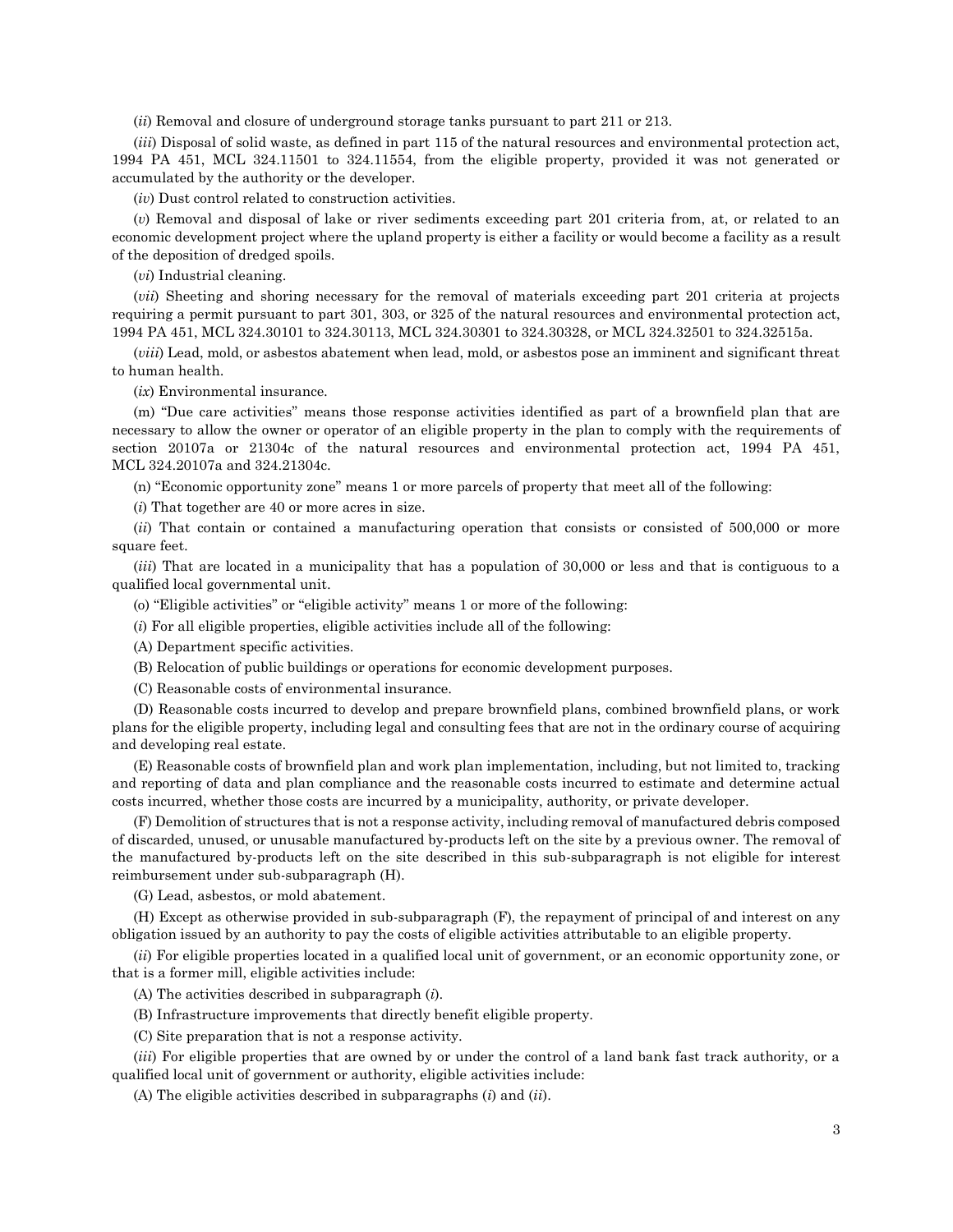(*ii*) Removal and closure of underground storage tanks pursuant to part 211 or 213.

(*iii*) Disposal of solid waste, as defined in part 115 of the natural resources and environmental protection act, 1994 PA 451, MCL 324.11501 to 324.11554, from the eligible property, provided it was not generated or accumulated by the authority or the developer.

(*iv*) Dust control related to construction activities.

(*v*) Removal and disposal of lake or river sediments exceeding part 201 criteria from, at, or related to an economic development project where the upland property is either a facility or would become a facility as a result of the deposition of dredged spoils.

(*vi*) Industrial cleaning.

(*vii*) Sheeting and shoring necessary for the removal of materials exceeding part 201 criteria at projects requiring a permit pursuant to part 301, 303, or 325 of the natural resources and environmental protection act, 1994 PA 451, MCL 324.30101 to 324.30113, MCL 324.30301 to 324.30328, or MCL 324.32501 to 324.32515a.

(*viii*) Lead, mold, or asbestos abatement when lead, mold, or asbestos pose an imminent and significant threat to human health.

(*ix*) Environmental insurance.

(m) "Due care activities" means those response activities identified as part of a brownfield plan that are necessary to allow the owner or operator of an eligible property in the plan to comply with the requirements of section 20107a or 21304c of the natural resources and environmental protection act, 1994 PA 451, MCL 324.20107a and 324.21304c.

(n) "Economic opportunity zone" means 1 or more parcels of property that meet all of the following:

(*i*) That together are 40 or more acres in size.

(*ii*) That contain or contained a manufacturing operation that consists or consisted of 500,000 or more square feet.

(*iii*) That are located in a municipality that has a population of 30,000 or less and that is contiguous to a qualified local governmental unit.

(o) "Eligible activities" or "eligible activity" means 1 or more of the following:

(*i*) For all eligible properties, eligible activities include all of the following:

(A) Department specific activities.

(B) Relocation of public buildings or operations for economic development purposes.

(C) Reasonable costs of environmental insurance.

(D) Reasonable costs incurred to develop and prepare brownfield plans, combined brownfield plans, or work plans for the eligible property, including legal and consulting fees that are not in the ordinary course of acquiring and developing real estate.

(E) Reasonable costs of brownfield plan and work plan implementation, including, but not limited to, tracking and reporting of data and plan compliance and the reasonable costs incurred to estimate and determine actual costs incurred, whether those costs are incurred by a municipality, authority, or private developer.

(F) Demolition of structures that is not a response activity, including removal of manufactured debris composed of discarded, unused, or unusable manufactured by-products left on the site by a previous owner. The removal of the manufactured by-products left on the site described in this sub-subparagraph is not eligible for interest reimbursement under sub-subparagraph (H).

(G) Lead, asbestos, or mold abatement.

(H) Except as otherwise provided in sub-subparagraph (F), the repayment of principal of and interest on any obligation issued by an authority to pay the costs of eligible activities attributable to an eligible property.

(*ii*) For eligible properties located in a qualified local unit of government, or an economic opportunity zone, or that is a former mill, eligible activities include:

(A) The activities described in subparagraph (*i*).

(B) Infrastructure improvements that directly benefit eligible property.

(C) Site preparation that is not a response activity.

(*iii*) For eligible properties that are owned by or under the control of a land bank fast track authority, or a qualified local unit of government or authority, eligible activities include:

(A) The eligible activities described in subparagraphs (*i*) and (*ii*).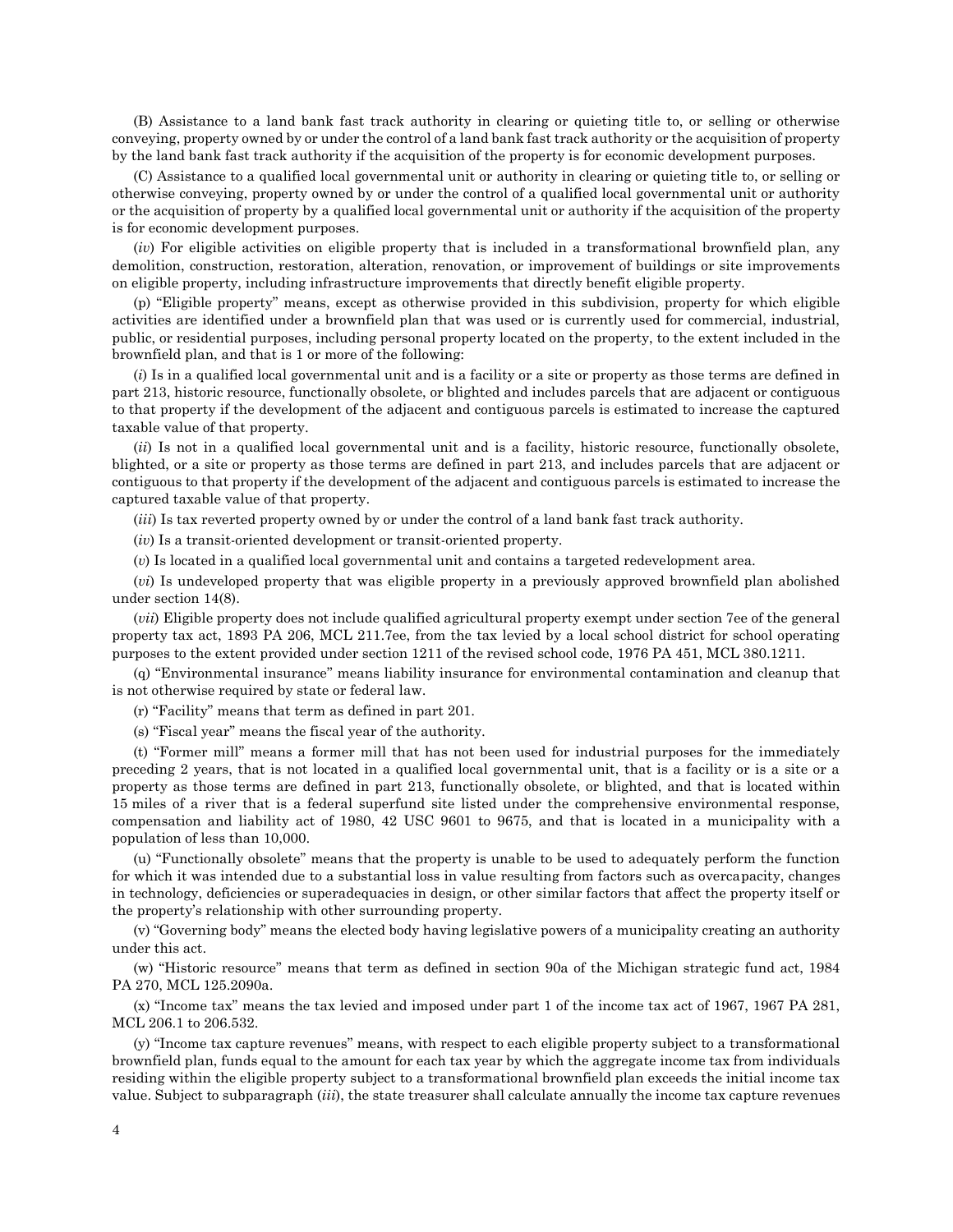(B) Assistance to a land bank fast track authority in clearing or quieting title to, or selling or otherwise conveying, property owned by or under the control of a land bank fast track authority or the acquisition of property by the land bank fast track authority if the acquisition of the property is for economic development purposes.

(C) Assistance to a qualified local governmental unit or authority in clearing or quieting title to, or selling or otherwise conveying, property owned by or under the control of a qualified local governmental unit or authority or the acquisition of property by a qualified local governmental unit or authority if the acquisition of the property is for economic development purposes.

(*iv*) For eligible activities on eligible property that is included in a transformational brownfield plan, any demolition, construction, restoration, alteration, renovation, or improvement of buildings or site improvements on eligible property, including infrastructure improvements that directly benefit eligible property.

(p) "Eligible property" means, except as otherwise provided in this subdivision, property for which eligible activities are identified under a brownfield plan that was used or is currently used for commercial, industrial, public, or residential purposes, including personal property located on the property, to the extent included in the brownfield plan, and that is 1 or more of the following:

(*i*) Is in a qualified local governmental unit and is a facility or a site or property as those terms are defined in part 213, historic resource, functionally obsolete, or blighted and includes parcels that are adjacent or contiguous to that property if the development of the adjacent and contiguous parcels is estimated to increase the captured taxable value of that property.

(*ii*) Is not in a qualified local governmental unit and is a facility, historic resource, functionally obsolete, blighted, or a site or property as those terms are defined in part 213, and includes parcels that are adjacent or contiguous to that property if the development of the adjacent and contiguous parcels is estimated to increase the captured taxable value of that property.

(*iii*) Is tax reverted property owned by or under the control of a land bank fast track authority.

(*iv*) Is a transit-oriented development or transit-oriented property.

(*v*) Is located in a qualified local governmental unit and contains a targeted redevelopment area.

(*vi*) Is undeveloped property that was eligible property in a previously approved brownfield plan abolished under section 14(8).

(*vii*) Eligible property does not include qualified agricultural property exempt under section 7ee of the general property tax act, 1893 PA 206, MCL 211.7ee, from the tax levied by a local school district for school operating purposes to the extent provided under section 1211 of the revised school code, 1976 PA 451, MCL 380.1211.

(q) "Environmental insurance" means liability insurance for environmental contamination and cleanup that is not otherwise required by state or federal law.

(r) "Facility" means that term as defined in part 201.

(s) "Fiscal year" means the fiscal year of the authority.

(t) "Former mill" means a former mill that has not been used for industrial purposes for the immediately preceding 2 years, that is not located in a qualified local governmental unit, that is a facility or is a site or a property as those terms are defined in part 213, functionally obsolete, or blighted, and that is located within 15 miles of a river that is a federal superfund site listed under the comprehensive environmental response, compensation and liability act of 1980, 42 USC 9601 to 9675, and that is located in a municipality with a population of less than 10,000.

(u) "Functionally obsolete" means that the property is unable to be used to adequately perform the function for which it was intended due to a substantial loss in value resulting from factors such as overcapacity, changes in technology, deficiencies or superadequacies in design, or other similar factors that affect the property itself or the property's relationship with other surrounding property.

(v) "Governing body" means the elected body having legislative powers of a municipality creating an authority under this act.

(w) "Historic resource" means that term as defined in section 90a of the Michigan strategic fund act, 1984 PA 270, MCL 125.2090a.

(x) "Income tax" means the tax levied and imposed under part 1 of the income tax act of 1967, 1967 PA 281, MCL 206.1 to 206.532.

(y) "Income tax capture revenues" means, with respect to each eligible property subject to a transformational brownfield plan, funds equal to the amount for each tax year by which the aggregate income tax from individuals residing within the eligible property subject to a transformational brownfield plan exceeds the initial income tax value. Subject to subparagraph (*iii*), the state treasurer shall calculate annually the income tax capture revenues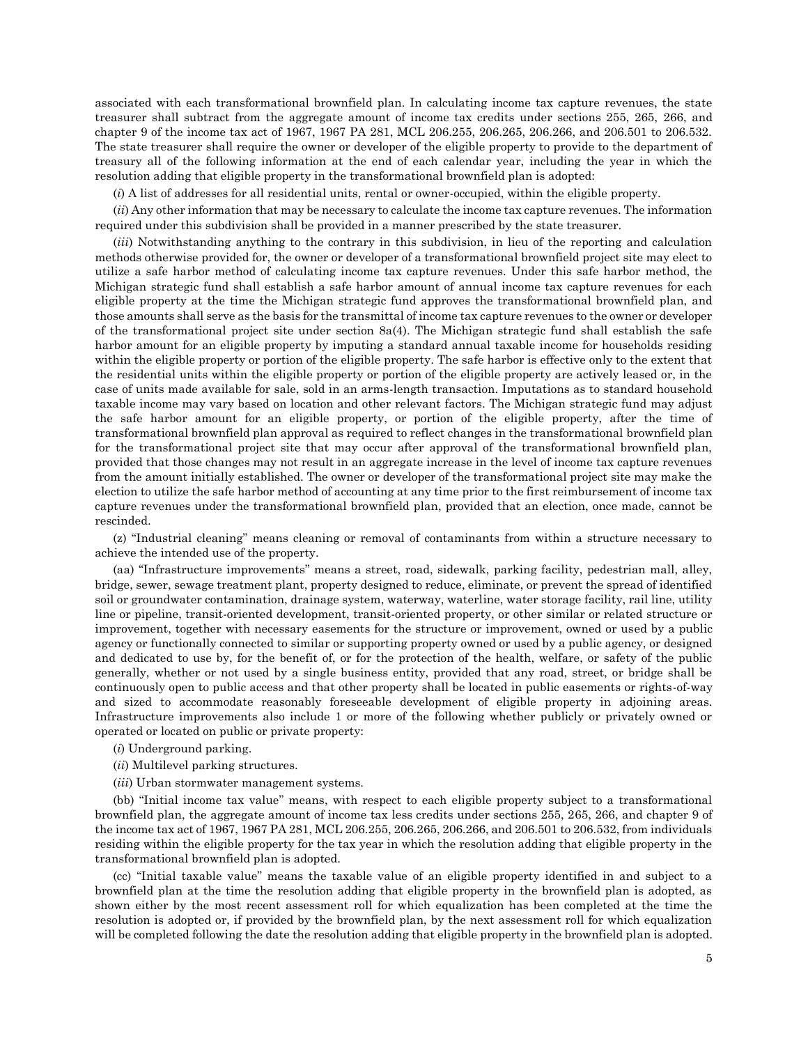associated with each transformational brownfield plan. In calculating income tax capture revenues, the state treasurer shall subtract from the aggregate amount of income tax credits under sections 255, 265, 266, and chapter 9 of the income tax act of 1967, 1967 PA 281, MCL 206.255, 206.265, 206.266, and 206.501 to 206.532. The state treasurer shall require the owner or developer of the eligible property to provide to the department of treasury all of the following information at the end of each calendar year, including the year in which the resolution adding that eligible property in the transformational brownfield plan is adopted:

(*i*) A list of addresses for all residential units, rental or owner-occupied, within the eligible property.

(*ii*) Any other information that may be necessary to calculate the income tax capture revenues. The information required under this subdivision shall be provided in a manner prescribed by the state treasurer.

(*iii*) Notwithstanding anything to the contrary in this subdivision, in lieu of the reporting and calculation methods otherwise provided for, the owner or developer of a transformational brownfield project site may elect to utilize a safe harbor method of calculating income tax capture revenues. Under this safe harbor method, the Michigan strategic fund shall establish a safe harbor amount of annual income tax capture revenues for each eligible property at the time the Michigan strategic fund approves the transformational brownfield plan, and those amounts shall serve as the basis for the transmittal of income tax capture revenues to the owner or developer of the transformational project site under section 8a(4). The Michigan strategic fund shall establish the safe harbor amount for an eligible property by imputing a standard annual taxable income for households residing within the eligible property or portion of the eligible property. The safe harbor is effective only to the extent that the residential units within the eligible property or portion of the eligible property are actively leased or, in the case of units made available for sale, sold in an arms-length transaction. Imputations as to standard household taxable income may vary based on location and other relevant factors. The Michigan strategic fund may adjust the safe harbor amount for an eligible property, or portion of the eligible property, after the time of transformational brownfield plan approval as required to reflect changes in the transformational brownfield plan for the transformational project site that may occur after approval of the transformational brownfield plan, provided that those changes may not result in an aggregate increase in the level of income tax capture revenues from the amount initially established. The owner or developer of the transformational project site may make the election to utilize the safe harbor method of accounting at any time prior to the first reimbursement of income tax capture revenues under the transformational brownfield plan, provided that an election, once made, cannot be rescinded.

(z) "Industrial cleaning" means cleaning or removal of contaminants from within a structure necessary to achieve the intended use of the property.

(aa) "Infrastructure improvements" means a street, road, sidewalk, parking facility, pedestrian mall, alley, bridge, sewer, sewage treatment plant, property designed to reduce, eliminate, or prevent the spread of identified soil or groundwater contamination, drainage system, waterway, waterline, water storage facility, rail line, utility line or pipeline, transit-oriented development, transit-oriented property, or other similar or related structure or improvement, together with necessary easements for the structure or improvement, owned or used by a public agency or functionally connected to similar or supporting property owned or used by a public agency, or designed and dedicated to use by, for the benefit of, or for the protection of the health, welfare, or safety of the public generally, whether or not used by a single business entity, provided that any road, street, or bridge shall be continuously open to public access and that other property shall be located in public easements or rights-of-way and sized to accommodate reasonably foreseeable development of eligible property in adjoining areas. Infrastructure improvements also include 1 or more of the following whether publicly or privately owned or operated or located on public or private property:

(*i*) Underground parking.

(*ii*) Multilevel parking structures.

(*iii*) Urban stormwater management systems.

(bb) "Initial income tax value" means, with respect to each eligible property subject to a transformational brownfield plan, the aggregate amount of income tax less credits under sections 255, 265, 266, and chapter 9 of the income tax act of 1967, 1967 PA 281, MCL 206.255, 206.265, 206.266, and 206.501 to 206.532, from individuals residing within the eligible property for the tax year in which the resolution adding that eligible property in the transformational brownfield plan is adopted.

(cc) "Initial taxable value" means the taxable value of an eligible property identified in and subject to a brownfield plan at the time the resolution adding that eligible property in the brownfield plan is adopted, as shown either by the most recent assessment roll for which equalization has been completed at the time the resolution is adopted or, if provided by the brownfield plan, by the next assessment roll for which equalization will be completed following the date the resolution adding that eligible property in the brownfield plan is adopted.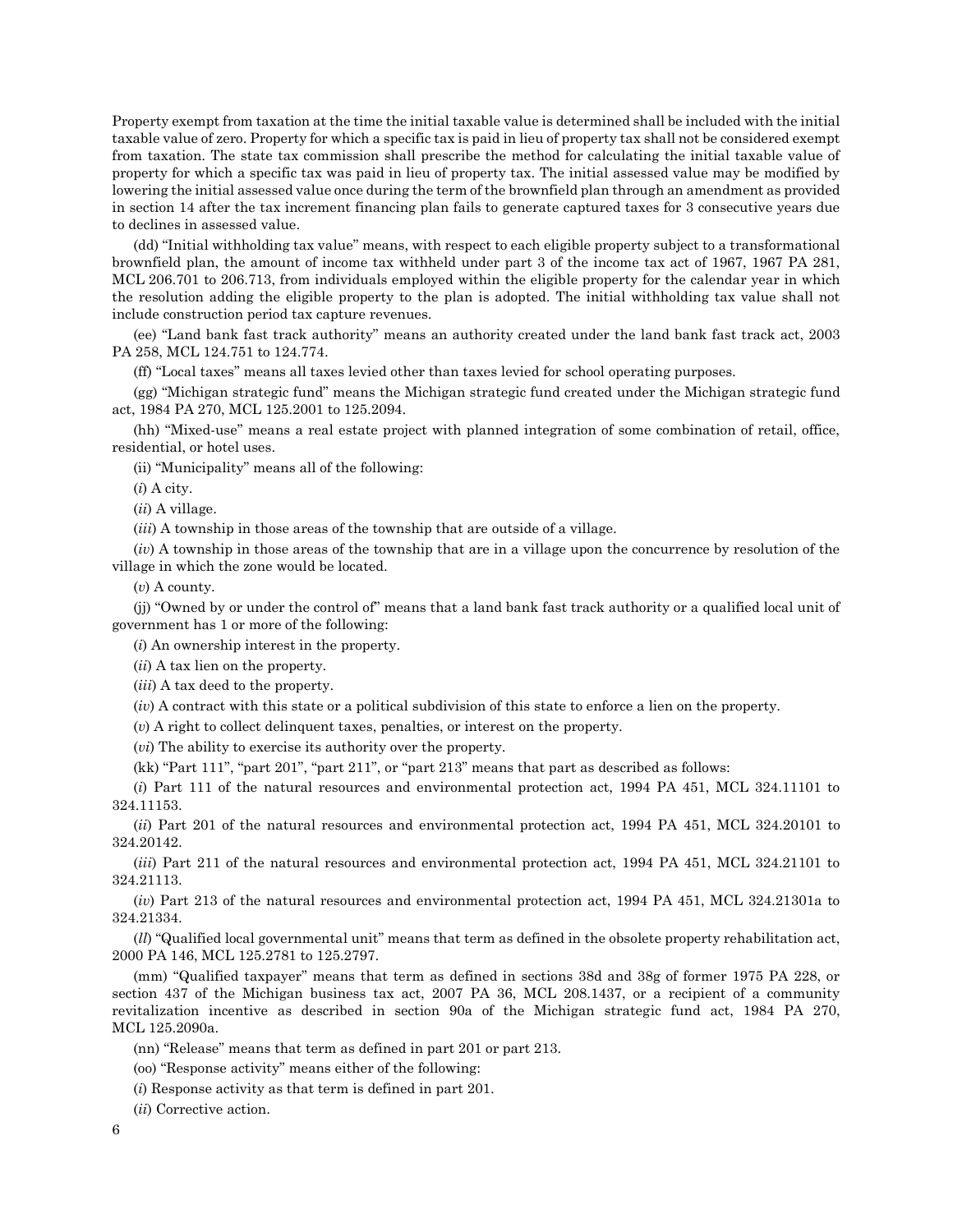Property exempt from taxation at the time the initial taxable value is determined shall be included with the initial taxable value of zero. Property for which a specific tax is paid in lieu of property tax shall not be considered exempt from taxation. The state tax commission shall prescribe the method for calculating the initial taxable value of property for which a specific tax was paid in lieu of property tax. The initial assessed value may be modified by lowering the initial assessed value once during the term of the brownfield plan through an amendment as provided in section 14 after the tax increment financing plan fails to generate captured taxes for 3 consecutive years due to declines in assessed value.

(dd) "Initial withholding tax value" means, with respect to each eligible property subject to a transformational brownfield plan, the amount of income tax withheld under part 3 of the income tax act of 1967, 1967 PA 281, MCL 206.701 to 206.713, from individuals employed within the eligible property for the calendar year in which the resolution adding the eligible property to the plan is adopted. The initial withholding tax value shall not include construction period tax capture revenues.

(ee) "Land bank fast track authority" means an authority created under the land bank fast track act, 2003 PA 258, MCL 124.751 to 124.774.

(ff) "Local taxes" means all taxes levied other than taxes levied for school operating purposes.

(gg) "Michigan strategic fund" means the Michigan strategic fund created under the Michigan strategic fund act, 1984 PA 270, MCL 125.2001 to 125.2094.

(hh) "Mixed-use" means a real estate project with planned integration of some combination of retail, office, residential, or hotel uses.

(ii) "Municipality" means all of the following:

(*i*) A city.

(*ii*) A village.

(*iii*) A township in those areas of the township that are outside of a village.

(*iv*) A township in those areas of the township that are in a village upon the concurrence by resolution of the village in which the zone would be located.

(*v*) A county.

(jj) "Owned by or under the control of" means that a land bank fast track authority or a qualified local unit of government has 1 or more of the following:

(*i*) An ownership interest in the property.

(*ii*) A tax lien on the property.

(*iii*) A tax deed to the property.

(*iv*) A contract with this state or a political subdivision of this state to enforce a lien on the property.

(*v*) A right to collect delinquent taxes, penalties, or interest on the property.

(*vi*) The ability to exercise its authority over the property.

(kk) "Part 111", "part 201", "part 211", or "part 213" means that part as described as follows:

(*i*) Part 111 of the natural resources and environmental protection act, 1994 PA 451, MCL 324.11101 to 324.11153.

(*ii*) Part 201 of the natural resources and environmental protection act, 1994 PA 451, MCL 324.20101 to 324.20142.

(*iii*) Part 211 of the natural resources and environmental protection act, 1994 PA 451, MCL 324.21101 to 324.21113.

(*iv*) Part 213 of the natural resources and environmental protection act, 1994 PA 451, MCL 324.21301a to 324.21334.

(*ll*) "Qualified local governmental unit" means that term as defined in the obsolete property rehabilitation act, 2000 PA 146, MCL 125.2781 to 125.2797.

(mm) "Qualified taxpayer" means that term as defined in sections 38d and 38g of former 1975 PA 228, or section 437 of the Michigan business tax act, 2007 PA 36, MCL 208.1437, or a recipient of a community revitalization incentive as described in section 90a of the Michigan strategic fund act, 1984 PA 270, MCL 125.2090a.

(nn) "Release" means that term as defined in part 201 or part 213.

(oo) "Response activity" means either of the following:

(*i*) Response activity as that term is defined in part 201.

(*ii*) Corrective action.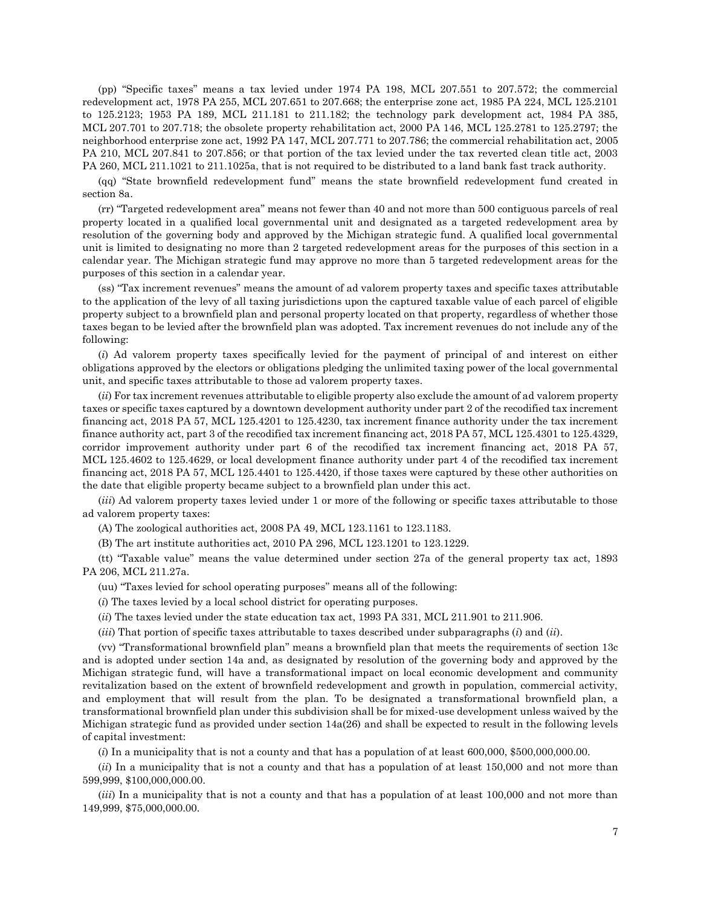(pp) "Specific taxes" means a tax levied under 1974 PA 198, MCL 207.551 to 207.572; the commercial redevelopment act, 1978 PA 255, MCL 207.651 to 207.668; the enterprise zone act, 1985 PA 224, MCL 125.2101 to 125.2123; 1953 PA 189, MCL 211.181 to 211.182; the technology park development act, 1984 PA 385, MCL 207.701 to 207.718; the obsolete property rehabilitation act, 2000 PA 146, MCL 125.2781 to 125.2797; the neighborhood enterprise zone act, 1992 PA 147, MCL 207.771 to 207.786; the commercial rehabilitation act, 2005 PA 210, MCL 207.841 to 207.856; or that portion of the tax levied under the tax reverted clean title act, 2003 PA 260, MCL 211.1021 to 211.1025a, that is not required to be distributed to a land bank fast track authority.

(qq) "State brownfield redevelopment fund" means the state brownfield redevelopment fund created in section 8a.

(rr) "Targeted redevelopment area" means not fewer than 40 and not more than 500 contiguous parcels of real property located in a qualified local governmental unit and designated as a targeted redevelopment area by resolution of the governing body and approved by the Michigan strategic fund. A qualified local governmental unit is limited to designating no more than 2 targeted redevelopment areas for the purposes of this section in a calendar year. The Michigan strategic fund may approve no more than 5 targeted redevelopment areas for the purposes of this section in a calendar year.

(ss) "Tax increment revenues" means the amount of ad valorem property taxes and specific taxes attributable to the application of the levy of all taxing jurisdictions upon the captured taxable value of each parcel of eligible property subject to a brownfield plan and personal property located on that property, regardless of whether those taxes began to be levied after the brownfield plan was adopted. Tax increment revenues do not include any of the following:

(*i*) Ad valorem property taxes specifically levied for the payment of principal of and interest on either obligations approved by the electors or obligations pledging the unlimited taxing power of the local governmental unit, and specific taxes attributable to those ad valorem property taxes.

(*ii*) For tax increment revenues attributable to eligible property also exclude the amount of ad valorem property taxes or specific taxes captured by a downtown development authority under part 2 of the recodified tax increment financing act, 2018 PA 57, MCL 125.4201 to 125.4230, tax increment finance authority under the tax increment finance authority act, part 3 of the recodified tax increment financing act, 2018 PA 57, MCL 125.4301 to 125.4329, corridor improvement authority under part 6 of the recodified tax increment financing act, 2018 PA 57, MCL 125.4602 to 125.4629, or local development finance authority under part 4 of the recodified tax increment financing act, 2018 PA 57, MCL 125.4401 to 125.4420, if those taxes were captured by these other authorities on the date that eligible property became subject to a brownfield plan under this act.

(*iii*) Ad valorem property taxes levied under 1 or more of the following or specific taxes attributable to those ad valorem property taxes:

(A) The zoological authorities act, 2008 PA 49, MCL 123.1161 to 123.1183.

(B) The art institute authorities act, 2010 PA 296, MCL 123.1201 to 123.1229.

(tt) "Taxable value" means the value determined under section 27a of the general property tax act, 1893 PA 206, MCL 211.27a.

(uu) "Taxes levied for school operating purposes" means all of the following:

(*i*) The taxes levied by a local school district for operating purposes.

(*ii*) The taxes levied under the state education tax act, 1993 PA 331, MCL 211.901 to 211.906.

(*iii*) That portion of specific taxes attributable to taxes described under subparagraphs (*i*) and (*ii*).

(vv) "Transformational brownfield plan" means a brownfield plan that meets the requirements of section 13c and is adopted under section 14a and, as designated by resolution of the governing body and approved by the Michigan strategic fund, will have a transformational impact on local economic development and community revitalization based on the extent of brownfield redevelopment and growth in population, commercial activity, and employment that will result from the plan. To be designated a transformational brownfield plan, a transformational brownfield plan under this subdivision shall be for mixed-use development unless waived by the Michigan strategic fund as provided under section 14a(26) and shall be expected to result in the following levels of capital investment:

(*i*) In a municipality that is not a county and that has a population of at least 600,000, $500,000,000.00.

(*ii*) In a municipality that is not a county and that has a population of at least 150,000 and not more than 599,999, $100,000,000.00.

(*iii*) In a municipality that is not a county and that has a population of at least 100,000 and not more than 149,999, $75,000,000.00.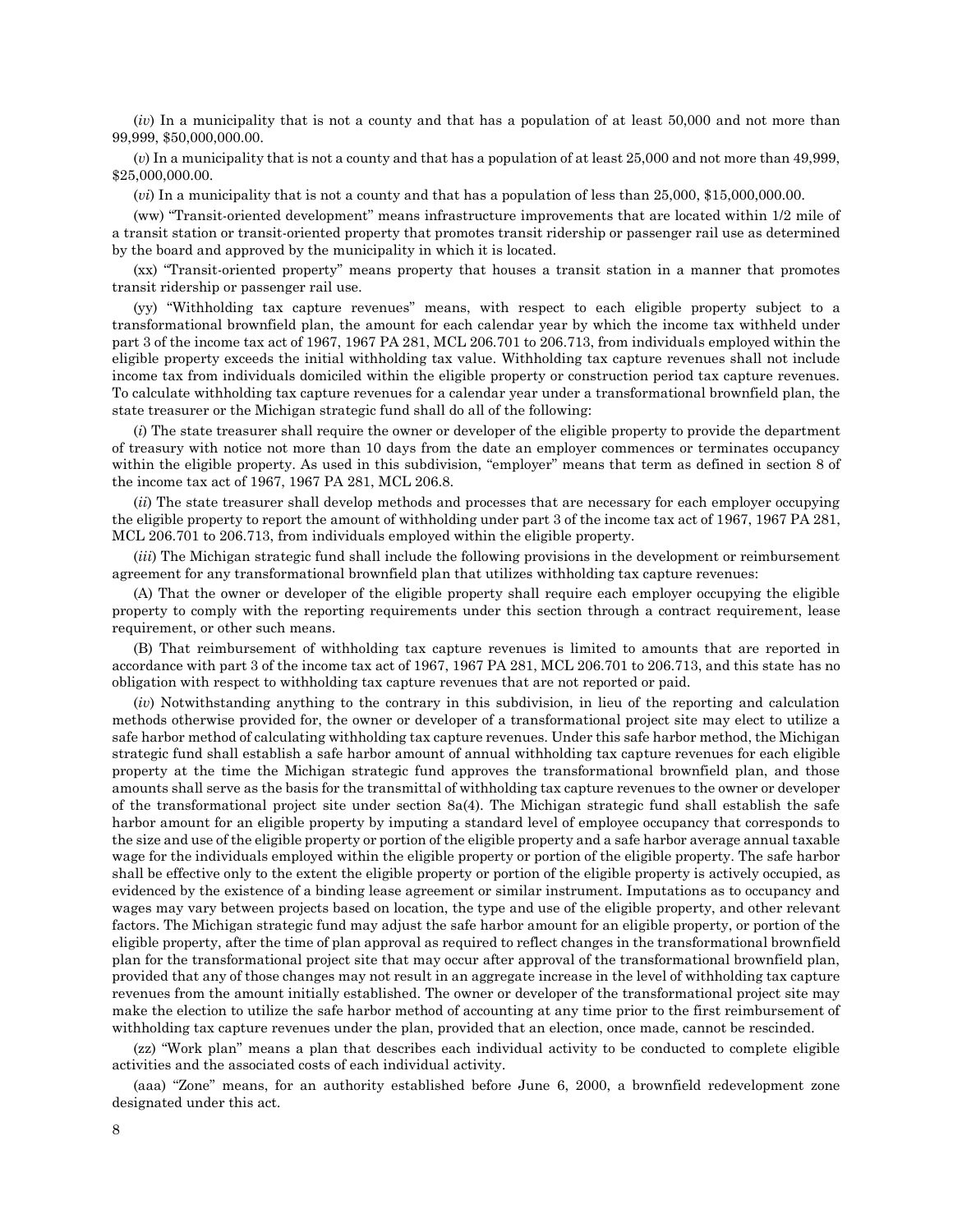(*iv*) In a municipality that is not a county and that has a population of at least 50,000 and not more than 99,999, $50,000,000.00.

(*v*) In a municipality that is not a county and that has a population of at least 25,000 and not more than 49,999, $25,000,000.00.

(*vi*) In a municipality that is not a county and that has a population of less than 25,000, $15,000,000.00.

(ww) "Transit-oriented development" means infrastructure improvements that are located within 1/2 mile of a transit station or transit-oriented property that promotes transit ridership or passenger rail use as determined by the board and approved by the municipality in which it is located.

(xx) "Transit-oriented property" means property that houses a transit station in a manner that promotes transit ridership or passenger rail use.

(yy) "Withholding tax capture revenues" means, with respect to each eligible property subject to a transformational brownfield plan, the amount for each calendar year by which the income tax withheld under part 3 of the income tax act of 1967, 1967 PA 281, MCL 206.701 to 206.713, from individuals employed within the eligible property exceeds the initial withholding tax value. Withholding tax capture revenues shall not include income tax from individuals domiciled within the eligible property or construction period tax capture revenues. To calculate withholding tax capture revenues for a calendar year under a transformational brownfield plan, the state treasurer or the Michigan strategic fund shall do all of the following:

(*i*) The state treasurer shall require the owner or developer of the eligible property to provide the department of treasury with notice not more than 10 days from the date an employer commences or terminates occupancy within the eligible property. As used in this subdivision, "employer" means that term as defined in section 8 of the income tax act of 1967, 1967 PA 281, MCL 206.8.

(*ii*) The state treasurer shall develop methods and processes that are necessary for each employer occupying the eligible property to report the amount of withholding under part 3 of the income tax act of 1967, 1967 PA 281, MCL 206.701 to 206.713, from individuals employed within the eligible property.

(*iii*) The Michigan strategic fund shall include the following provisions in the development or reimbursement agreement for any transformational brownfield plan that utilizes withholding tax capture revenues:

(A) That the owner or developer of the eligible property shall require each employer occupying the eligible property to comply with the reporting requirements under this section through a contract requirement, lease requirement, or other such means.

(B) That reimbursement of withholding tax capture revenues is limited to amounts that are reported in accordance with part 3 of the income tax act of 1967, 1967 PA 281, MCL 206.701 to 206.713, and this state has no obligation with respect to withholding tax capture revenues that are not reported or paid.

(*iv*) Notwithstanding anything to the contrary in this subdivision, in lieu of the reporting and calculation methods otherwise provided for, the owner or developer of a transformational project site may elect to utilize a safe harbor method of calculating withholding tax capture revenues. Under this safe harbor method, the Michigan strategic fund shall establish a safe harbor amount of annual withholding tax capture revenues for each eligible property at the time the Michigan strategic fund approves the transformational brownfield plan, and those amounts shall serve as the basis for the transmittal of withholding tax capture revenues to the owner or developer of the transformational project site under section 8a(4). The Michigan strategic fund shall establish the safe harbor amount for an eligible property by imputing a standard level of employee occupancy that corresponds to the size and use of the eligible property or portion of the eligible property and a safe harbor average annual taxable wage for the individuals employed within the eligible property or portion of the eligible property. The safe harbor shall be effective only to the extent the eligible property or portion of the eligible property is actively occupied, as evidenced by the existence of a binding lease agreement or similar instrument. Imputations as to occupancy and wages may vary between projects based on location, the type and use of the eligible property, and other relevant factors. The Michigan strategic fund may adjust the safe harbor amount for an eligible property, or portion of the eligible property, after the time of plan approval as required to reflect changes in the transformational brownfield plan for the transformational project site that may occur after approval of the transformational brownfield plan, provided that any of those changes may not result in an aggregate increase in the level of withholding tax capture revenues from the amount initially established. The owner or developer of the transformational project site may make the election to utilize the safe harbor method of accounting at any time prior to the first reimbursement of withholding tax capture revenues under the plan, provided that an election, once made, cannot be rescinded.

(zz) "Work plan" means a plan that describes each individual activity to be conducted to complete eligible activities and the associated costs of each individual activity.

(aaa) "Zone" means, for an authority established before June 6, 2000, a brownfield redevelopment zone designated under this act.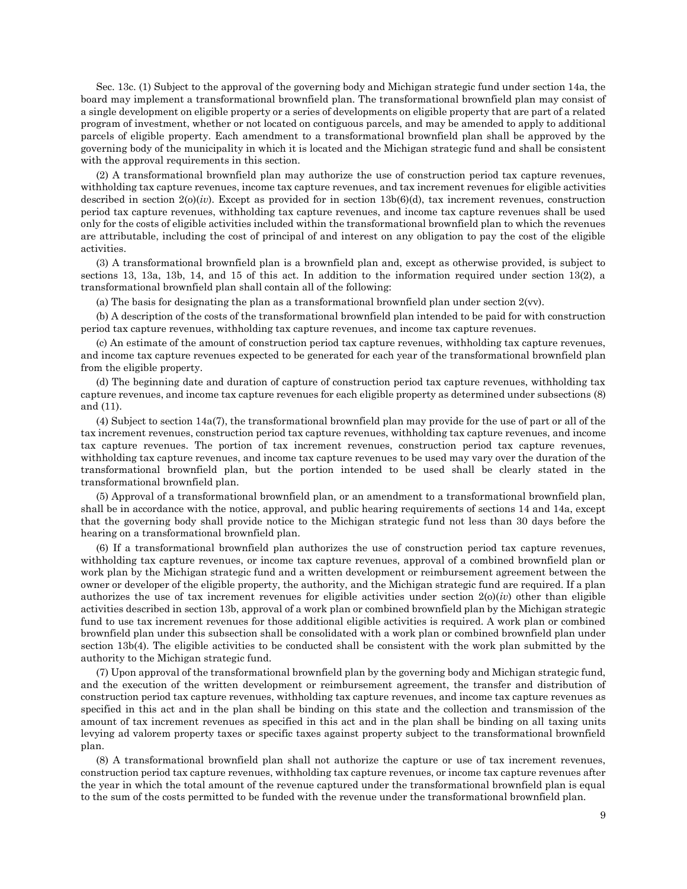Sec. 13c. (1) Subject to the approval of the governing body and Michigan strategic fund under section 14a, the board may implement a transformational brownfield plan. The transformational brownfield plan may consist of a single development on eligible property or a series of developments on eligible property that are part of a related program of investment, whether or not located on contiguous parcels, and may be amended to apply to additional parcels of eligible property. Each amendment to a transformational brownfield plan shall be approved by the governing body of the municipality in which it is located and the Michigan strategic fund and shall be consistent with the approval requirements in this section.

(2) A transformational brownfield plan may authorize the use of construction period tax capture revenues, withholding tax capture revenues, income tax capture revenues, and tax increment revenues for eligible activities described in section 2(o)(*iv*). Except as provided for in section 13b(6)(d), tax increment revenues, construction period tax capture revenues, withholding tax capture revenues, and income tax capture revenues shall be used only for the costs of eligible activities included within the transformational brownfield plan to which the revenues are attributable, including the cost of principal of and interest on any obligation to pay the cost of the eligible activities.

(3) A transformational brownfield plan is a brownfield plan and, except as otherwise provided, is subject to sections 13, 13a, 13b, 14, and 15 of this act. In addition to the information required under section 13(2), a transformational brownfield plan shall contain all of the following:

(a) The basis for designating the plan as a transformational brownfield plan under section 2(vv).

(b) A description of the costs of the transformational brownfield plan intended to be paid for with construction period tax capture revenues, withholding tax capture revenues, and income tax capture revenues.

(c) An estimate of the amount of construction period tax capture revenues, withholding tax capture revenues, and income tax capture revenues expected to be generated for each year of the transformational brownfield plan from the eligible property.

(d) The beginning date and duration of capture of construction period tax capture revenues, withholding tax capture revenues, and income tax capture revenues for each eligible property as determined under subsections (8) and (11).

(4) Subject to section 14a(7), the transformational brownfield plan may provide for the use of part or all of the tax increment revenues, construction period tax capture revenues, withholding tax capture revenues, and income tax capture revenues. The portion of tax increment revenues, construction period tax capture revenues, withholding tax capture revenues, and income tax capture revenues to be used may vary over the duration of the transformational brownfield plan, but the portion intended to be used shall be clearly stated in the transformational brownfield plan.

(5) Approval of a transformational brownfield plan, or an amendment to a transformational brownfield plan, shall be in accordance with the notice, approval, and public hearing requirements of sections 14 and 14a, except that the governing body shall provide notice to the Michigan strategic fund not less than 30 days before the hearing on a transformational brownfield plan.

(6) If a transformational brownfield plan authorizes the use of construction period tax capture revenues, withholding tax capture revenues, or income tax capture revenues, approval of a combined brownfield plan or work plan by the Michigan strategic fund and a written development or reimbursement agreement between the owner or developer of the eligible property, the authority, and the Michigan strategic fund are required. If a plan authorizes the use of tax increment revenues for eligible activities under section 2(o)(*iv*) other than eligible activities described in section 13b, approval of a work plan or combined brownfield plan by the Michigan strategic fund to use tax increment revenues for those additional eligible activities is required. A work plan or combined brownfield plan under this subsection shall be consolidated with a work plan or combined brownfield plan under section 13b(4). The eligible activities to be conducted shall be consistent with the work plan submitted by the authority to the Michigan strategic fund.

(7) Upon approval of the transformational brownfield plan by the governing body and Michigan strategic fund, and the execution of the written development or reimbursement agreement, the transfer and distribution of construction period tax capture revenues, withholding tax capture revenues, and income tax capture revenues as specified in this act and in the plan shall be binding on this state and the collection and transmission of the amount of tax increment revenues as specified in this act and in the plan shall be binding on all taxing units levying ad valorem property taxes or specific taxes against property subject to the transformational brownfield plan.

(8) A transformational brownfield plan shall not authorize the capture or use of tax increment revenues, construction period tax capture revenues, withholding tax capture revenues, or income tax capture revenues after the year in which the total amount of the revenue captured under the transformational brownfield plan is equal to the sum of the costs permitted to be funded with the revenue under the transformational brownfield plan.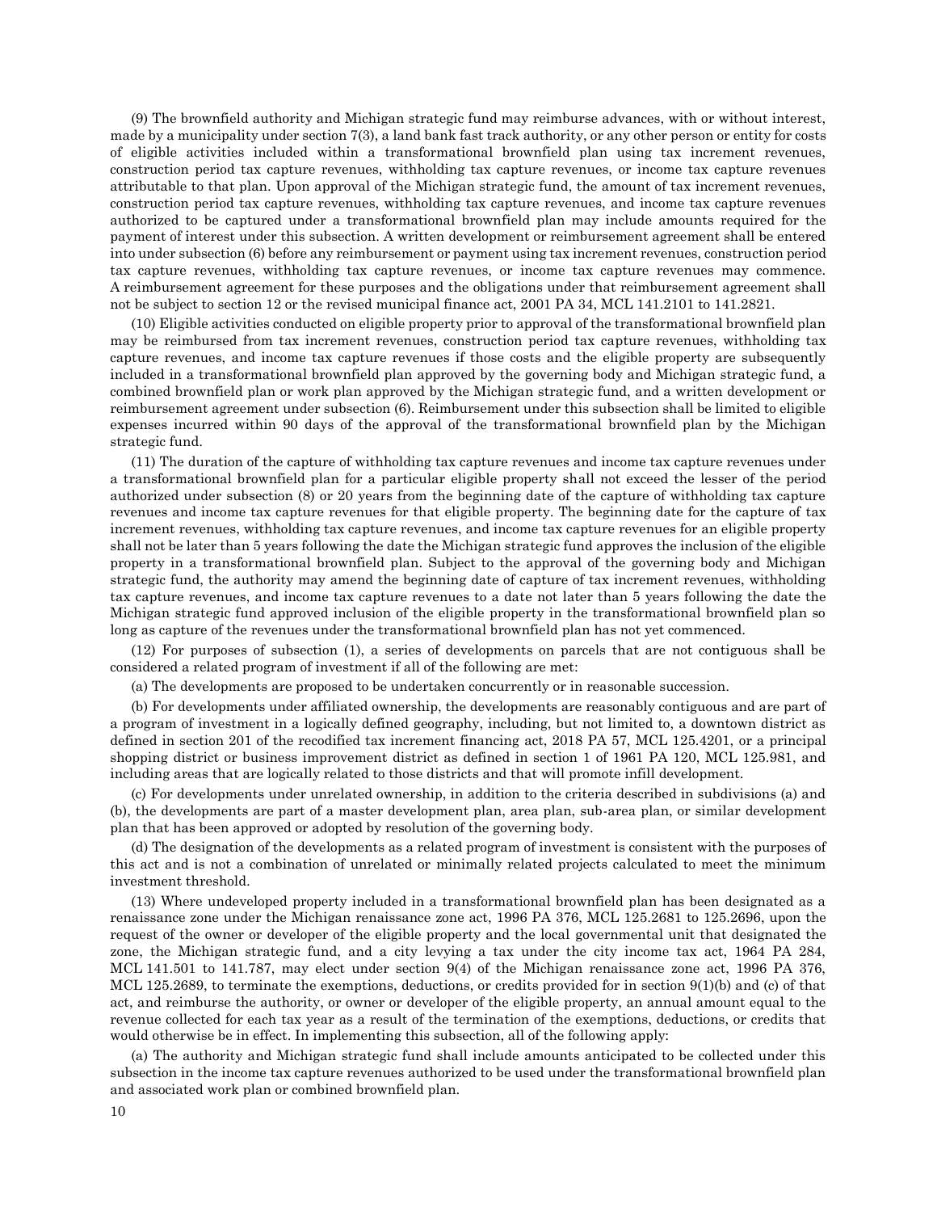(9) The brownfield authority and Michigan strategic fund may reimburse advances, with or without interest, made by a municipality under section 7(3), a land bank fast track authority, or any other person or entity for costs of eligible activities included within a transformational brownfield plan using tax increment revenues, construction period tax capture revenues, withholding tax capture revenues, or income tax capture revenues attributable to that plan. Upon approval of the Michigan strategic fund, the amount of tax increment revenues, construction period tax capture revenues, withholding tax capture revenues, and income tax capture revenues authorized to be captured under a transformational brownfield plan may include amounts required for the payment of interest under this subsection. A written development or reimbursement agreement shall be entered into under subsection (6) before any reimbursement or payment using tax increment revenues, construction period tax capture revenues, withholding tax capture revenues, or income tax capture revenues may commence. A reimbursement agreement for these purposes and the obligations under that reimbursement agreement shall not be subject to section 12 or the revised municipal finance act, 2001 PA 34, MCL 141.2101 to 141.2821.

(10) Eligible activities conducted on eligible property prior to approval of the transformational brownfield plan may be reimbursed from tax increment revenues, construction period tax capture revenues, withholding tax capture revenues, and income tax capture revenues if those costs and the eligible property are subsequently included in a transformational brownfield plan approved by the governing body and Michigan strategic fund, a combined brownfield plan or work plan approved by the Michigan strategic fund, and a written development or reimbursement agreement under subsection (6). Reimbursement under this subsection shall be limited to eligible expenses incurred within 90 days of the approval of the transformational brownfield plan by the Michigan strategic fund.

(11) The duration of the capture of withholding tax capture revenues and income tax capture revenues under a transformational brownfield plan for a particular eligible property shall not exceed the lesser of the period authorized under subsection (8) or 20 years from the beginning date of the capture of withholding tax capture revenues and income tax capture revenues for that eligible property. The beginning date for the capture of tax increment revenues, withholding tax capture revenues, and income tax capture revenues for an eligible property shall not be later than 5 years following the date the Michigan strategic fund approves the inclusion of the eligible property in a transformational brownfield plan. Subject to the approval of the governing body and Michigan strategic fund, the authority may amend the beginning date of capture of tax increment revenues, withholding tax capture revenues, and income tax capture revenues to a date not later than 5 years following the date the Michigan strategic fund approved inclusion of the eligible property in the transformational brownfield plan so long as capture of the revenues under the transformational brownfield plan has not yet commenced.

(12) For purposes of subsection (1), a series of developments on parcels that are not contiguous shall be considered a related program of investment if all of the following are met:

(a) The developments are proposed to be undertaken concurrently or in reasonable succession.

(b) For developments under affiliated ownership, the developments are reasonably contiguous and are part of a program of investment in a logically defined geography, including, but not limited to, a downtown district as defined in section 201 of the recodified tax increment financing act, 2018 PA 57, MCL 125.4201, or a principal shopping district or business improvement district as defined in section 1 of 1961 PA 120, MCL 125.981, and including areas that are logically related to those districts and that will promote infill development.

(c) For developments under unrelated ownership, in addition to the criteria described in subdivisions (a) and (b), the developments are part of a master development plan, area plan, sub-area plan, or similar development plan that has been approved or adopted by resolution of the governing body.

(d) The designation of the developments as a related program of investment is consistent with the purposes of this act and is not a combination of unrelated or minimally related projects calculated to meet the minimum investment threshold.

(13) Where undeveloped property included in a transformational brownfield plan has been designated as a renaissance zone under the Michigan renaissance zone act, 1996 PA 376, MCL 125.2681 to 125.2696, upon the request of the owner or developer of the eligible property and the local governmental unit that designated the zone, the Michigan strategic fund, and a city levying a tax under the city income tax act, 1964 PA 284, MCL 141.501 to 141.787, may elect under section 9(4) of the Michigan renaissance zone act, 1996 PA 376, MCL 125.2689, to terminate the exemptions, deductions, or credits provided for in section 9(1)(b) and (c) of that act, and reimburse the authority, or owner or developer of the eligible property, an annual amount equal to the revenue collected for each tax year as a result of the termination of the exemptions, deductions, or credits that would otherwise be in effect. In implementing this subsection, all of the following apply:

(a) The authority and Michigan strategic fund shall include amounts anticipated to be collected under this subsection in the income tax capture revenues authorized to be used under the transformational brownfield plan and associated work plan or combined brownfield plan.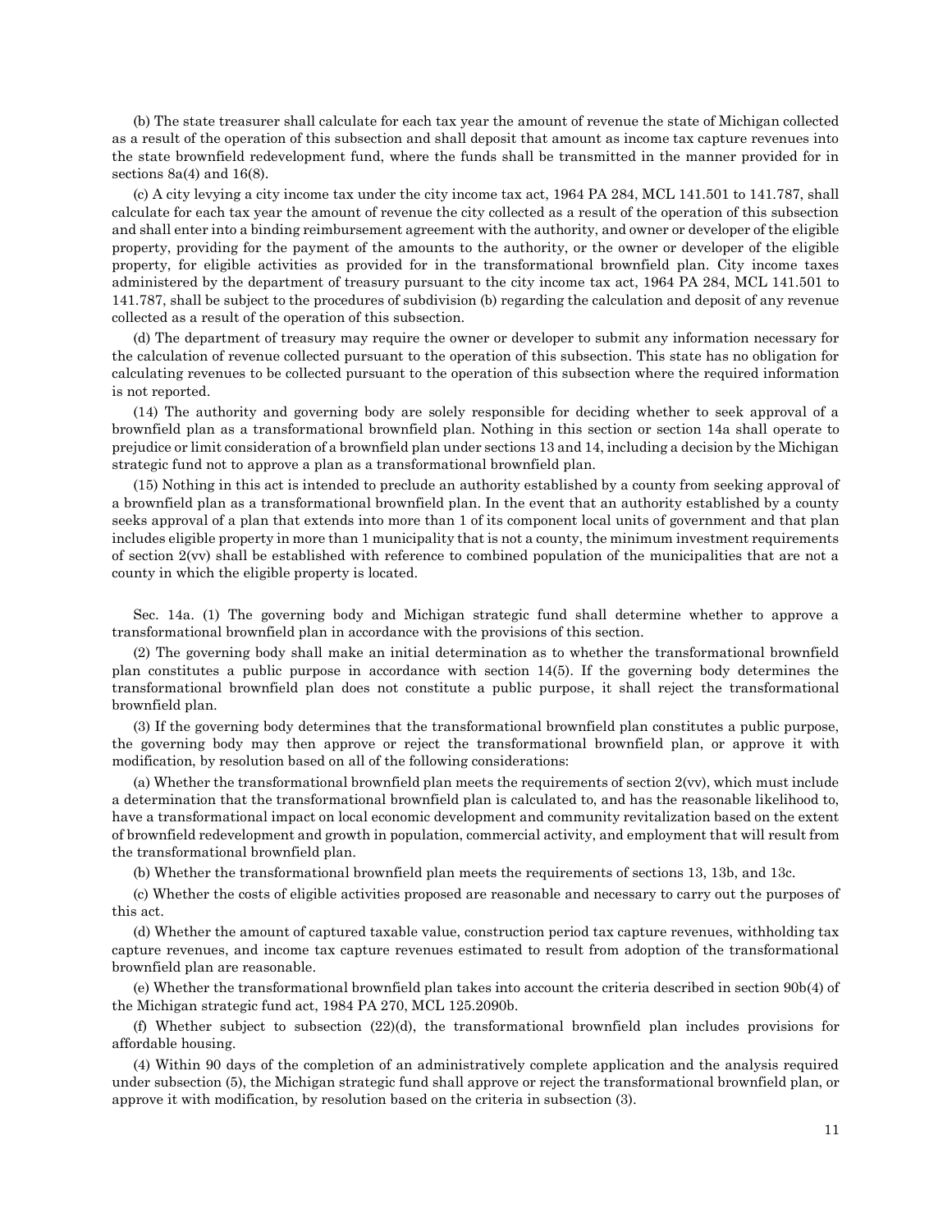(b) The state treasurer shall calculate for each tax year the amount of revenue the state of Michigan collected as a result of the operation of this subsection and shall deposit that amount as income tax capture revenues into the state brownfield redevelopment fund, where the funds shall be transmitted in the manner provided for in sections 8a(4) and 16(8).

(c) A city levying a city income tax under the city income tax act, 1964 PA 284, MCL 141.501 to 141.787, shall calculate for each tax year the amount of revenue the city collected as a result of the operation of this subsection and shall enter into a binding reimbursement agreement with the authority, and owner or developer of the eligible property, providing for the payment of the amounts to the authority, or the owner or developer of the eligible property, for eligible activities as provided for in the transformational brownfield plan. City income taxes administered by the department of treasury pursuant to the city income tax act, 1964 PA 284, MCL 141.501 to 141.787, shall be subject to the procedures of subdivision (b) regarding the calculation and deposit of any revenue collected as a result of the operation of this subsection.

(d) The department of treasury may require the owner or developer to submit any information necessary for the calculation of revenue collected pursuant to the operation of this subsection. This state has no obligation for calculating revenues to be collected pursuant to the operation of this subsection where the required information is not reported.

(14) The authority and governing body are solely responsible for deciding whether to seek approval of a brownfield plan as a transformational brownfield plan. Nothing in this section or section 14a shall operate to prejudice or limit consideration of a brownfield plan under sections 13 and 14, including a decision by the Michigan strategic fund not to approve a plan as a transformational brownfield plan.

(15) Nothing in this act is intended to preclude an authority established by a county from seeking approval of a brownfield plan as a transformational brownfield plan. In the event that an authority established by a county seeks approval of a plan that extends into more than 1 of its component local units of government and that plan includes eligible property in more than 1 municipality that is not a county, the minimum investment requirements of section 2(vv) shall be established with reference to combined population of the municipalities that are not a county in which the eligible property is located.

Sec. 14a. (1) The governing body and Michigan strategic fund shall determine whether to approve a transformational brownfield plan in accordance with the provisions of this section.

(2) The governing body shall make an initial determination as to whether the transformational brownfield plan constitutes a public purpose in accordance with section 14(5). If the governing body determines the transformational brownfield plan does not constitute a public purpose, it shall reject the transformational brownfield plan.

(3) If the governing body determines that the transformational brownfield plan constitutes a public purpose, the governing body may then approve or reject the transformational brownfield plan, or approve it with modification, by resolution based on all of the following considerations:

(a) Whether the transformational brownfield plan meets the requirements of section 2(vv), which must include a determination that the transformational brownfield plan is calculated to, and has the reasonable likelihood to, have a transformational impact on local economic development and community revitalization based on the extent of brownfield redevelopment and growth in population, commercial activity, and employment that will result from the transformational brownfield plan.

(b) Whether the transformational brownfield plan meets the requirements of sections 13, 13b, and 13c.

(c) Whether the costs of eligible activities proposed are reasonable and necessary to carry out the purposes of this act.

(d) Whether the amount of captured taxable value, construction period tax capture revenues, withholding tax capture revenues, and income tax capture revenues estimated to result from adoption of the transformational brownfield plan are reasonable.

(e) Whether the transformational brownfield plan takes into account the criteria described in section 90b(4) of the Michigan strategic fund act, 1984 PA 270, MCL 125.2090b.

(f) Whether subject to subsection (22)(d), the transformational brownfield plan includes provisions for affordable housing.

(4) Within 90 days of the completion of an administratively complete application and the analysis required under subsection (5), the Michigan strategic fund shall approve or reject the transformational brownfield plan, or approve it with modification, by resolution based on the criteria in subsection (3).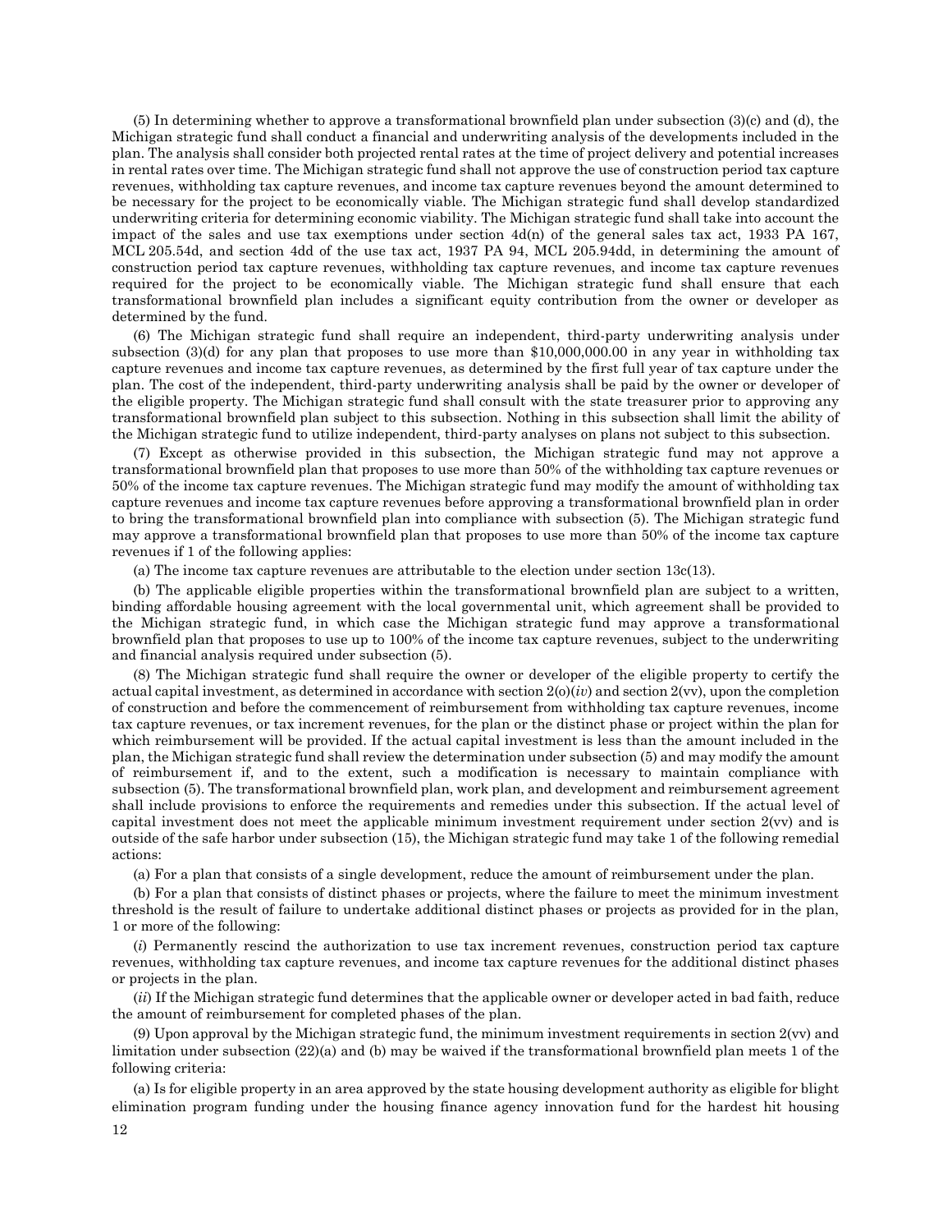(5) In determining whether to approve a transformational brownfield plan under subsection (3)(c) and (d), the Michigan strategic fund shall conduct a financial and underwriting analysis of the developments included in the plan. The analysis shall consider both projected rental rates at the time of project delivery and potential increases in rental rates over time. The Michigan strategic fund shall not approve the use of construction period tax capture revenues, withholding tax capture revenues, and income tax capture revenues beyond the amount determined to be necessary for the project to be economically viable. The Michigan strategic fund shall develop standardized underwriting criteria for determining economic viability. The Michigan strategic fund shall take into account the impact of the sales and use tax exemptions under section 4d(n) of the general sales tax act, 1933 PA 167, MCL 205.54d, and section 4dd of the use tax act, 1937 PA 94, MCL 205.94dd, in determining the amount of construction period tax capture revenues, withholding tax capture revenues, and income tax capture revenues required for the project to be economically viable. The Michigan strategic fund shall ensure that each transformational brownfield plan includes a significant equity contribution from the owner or developer as determined by the fund.

(6) The Michigan strategic fund shall require an independent, third-party underwriting analysis under subsection (3)(d) for any plan that proposes to use more than $10,000,000.00 in any year in withholding tax capture revenues and income tax capture revenues, as determined by the first full year of tax capture under the plan. The cost of the independent, third-party underwriting analysis shall be paid by the owner or developer of the eligible property. The Michigan strategic fund shall consult with the state treasurer prior to approving any transformational brownfield plan subject to this subsection. Nothing in this subsection shall limit the ability of the Michigan strategic fund to utilize independent, third-party analyses on plans not subject to this subsection.

(7) Except as otherwise provided in this subsection, the Michigan strategic fund may not approve a transformational brownfield plan that proposes to use more than 50% of the withholding tax capture revenues or 50% of the income tax capture revenues. The Michigan strategic fund may modify the amount of withholding tax capture revenues and income tax capture revenues before approving a transformational brownfield plan in order to bring the transformational brownfield plan into compliance with subsection (5). The Michigan strategic fund may approve a transformational brownfield plan that proposes to use more than 50% of the income tax capture revenues if 1 of the following applies:

(a) The income tax capture revenues are attributable to the election under section 13c(13).

(b) The applicable eligible properties within the transformational brownfield plan are subject to a written, binding affordable housing agreement with the local governmental unit, which agreement shall be provided to the Michigan strategic fund, in which case the Michigan strategic fund may approve a transformational brownfield plan that proposes to use up to 100% of the income tax capture revenues, subject to the underwriting and financial analysis required under subsection (5).

(8) The Michigan strategic fund shall require the owner or developer of the eligible property to certify the actual capital investment, as determined in accordance with section 2(o)(*iv*) and section 2(vv), upon the completion of construction and before the commencement of reimbursement from withholding tax capture revenues, income tax capture revenues, or tax increment revenues, for the plan or the distinct phase or project within the plan for which reimbursement will be provided. If the actual capital investment is less than the amount included in the plan, the Michigan strategic fund shall review the determination under subsection (5) and may modify the amount of reimbursement if, and to the extent, such a modification is necessary to maintain compliance with subsection (5). The transformational brownfield plan, work plan, and development and reimbursement agreement shall include provisions to enforce the requirements and remedies under this subsection. If the actual level of capital investment does not meet the applicable minimum investment requirement under section 2(vv) and is outside of the safe harbor under subsection (15), the Michigan strategic fund may take 1 of the following remedial actions:

(a) For a plan that consists of a single development, reduce the amount of reimbursement under the plan.

(b) For a plan that consists of distinct phases or projects, where the failure to meet the minimum investment threshold is the result of failure to undertake additional distinct phases or projects as provided for in the plan, 1 or more of the following:

(*i*) Permanently rescind the authorization to use tax increment revenues, construction period tax capture revenues, withholding tax capture revenues, and income tax capture revenues for the additional distinct phases or projects in the plan.

(*ii*) If the Michigan strategic fund determines that the applicable owner or developer acted in bad faith, reduce the amount of reimbursement for completed phases of the plan.

(9) Upon approval by the Michigan strategic fund, the minimum investment requirements in section 2(vv) and limitation under subsection (22)(a) and (b) may be waived if the transformational brownfield plan meets 1 of the following criteria:

(a) Is for eligible property in an area approved by the state housing development authority as eligible for blight elimination program funding under the housing finance agency innovation fund for the hardest hit housing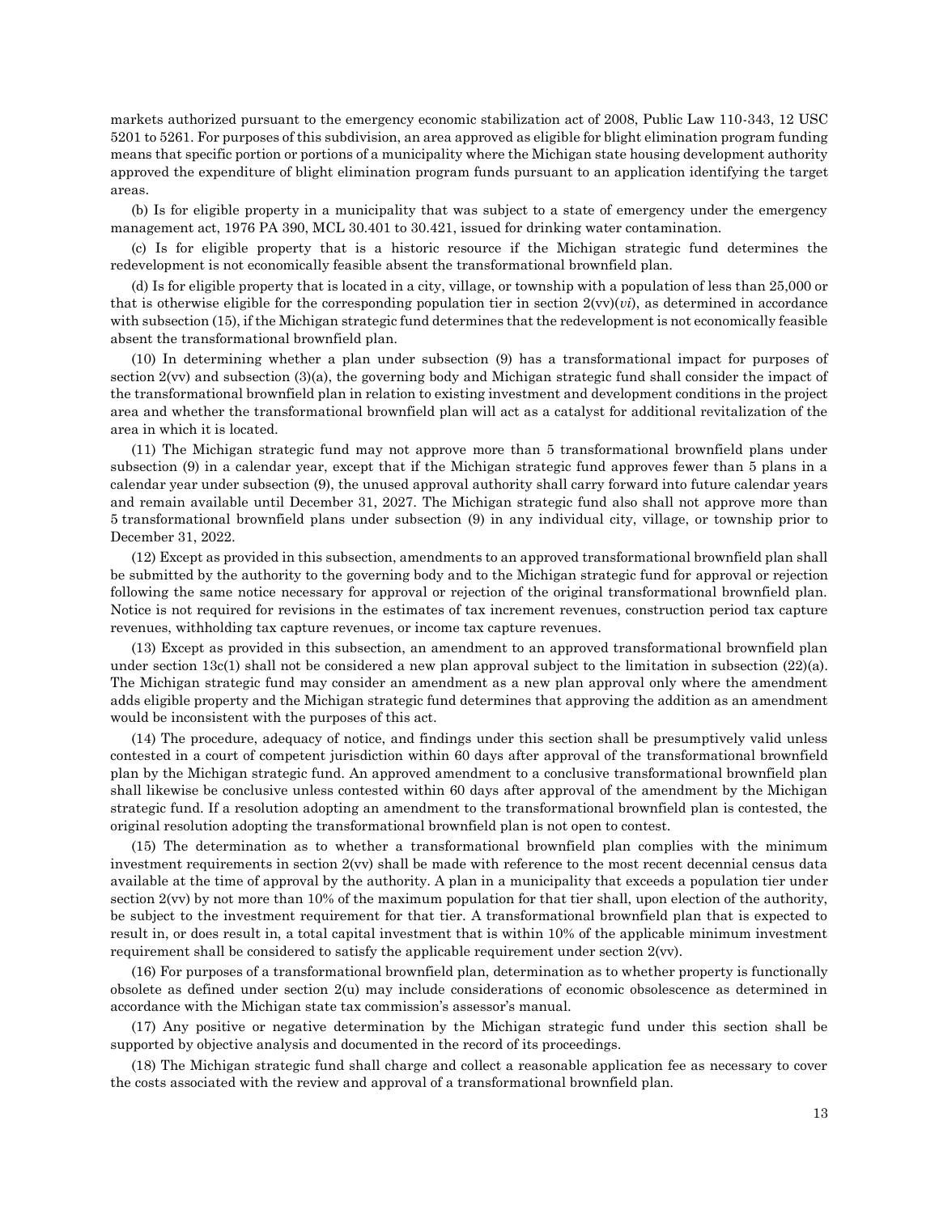markets authorized pursuant to the emergency economic stabilization act of 2008, Public Law 110-343, 12 USC 5201 to 5261. For purposes of this subdivision, an area approved as eligible for blight elimination program funding means that specific portion or portions of a municipality where the Michigan state housing development authority approved the expenditure of blight elimination program funds pursuant to an application identifying the target areas.

(b) Is for eligible property in a municipality that was subject to a state of emergency under the emergency management act, 1976 PA 390, MCL 30.401 to 30.421, issued for drinking water contamination.

(c) Is for eligible property that is a historic resource if the Michigan strategic fund determines the redevelopment is not economically feasible absent the transformational brownfield plan.

(d) Is for eligible property that is located in a city, village, or township with a population of less than 25,000 or that is otherwise eligible for the corresponding population tier in section 2(vv)(*vi*), as determined in accordance with subsection (15), if the Michigan strategic fund determines that the redevelopment is not economically feasible absent the transformational brownfield plan.

(10) In determining whether a plan under subsection (9) has a transformational impact for purposes of section 2(vv) and subsection (3)(a), the governing body and Michigan strategic fund shall consider the impact of the transformational brownfield plan in relation to existing investment and development conditions in the project area and whether the transformational brownfield plan will act as a catalyst for additional revitalization of the area in which it is located.

(11) The Michigan strategic fund may not approve more than 5 transformational brownfield plans under subsection (9) in a calendar year, except that if the Michigan strategic fund approves fewer than 5 plans in a calendar year under subsection (9), the unused approval authority shall carry forward into future calendar years and remain available until December 31, 2027. The Michigan strategic fund also shall not approve more than 5 transformational brownfield plans under subsection (9) in any individual city, village, or township prior to December 31, 2022.

(12) Except as provided in this subsection, amendments to an approved transformational brownfield plan shall be submitted by the authority to the governing body and to the Michigan strategic fund for approval or rejection following the same notice necessary for approval or rejection of the original transformational brownfield plan. Notice is not required for revisions in the estimates of tax increment revenues, construction period tax capture revenues, withholding tax capture revenues, or income tax capture revenues.

(13) Except as provided in this subsection, an amendment to an approved transformational brownfield plan under section 13c(1) shall not be considered a new plan approval subject to the limitation in subsection (22)(a). The Michigan strategic fund may consider an amendment as a new plan approval only where the amendment adds eligible property and the Michigan strategic fund determines that approving the addition as an amendment would be inconsistent with the purposes of this act.

(14) The procedure, adequacy of notice, and findings under this section shall be presumptively valid unless contested in a court of competent jurisdiction within 60 days after approval of the transformational brownfield plan by the Michigan strategic fund. An approved amendment to a conclusive transformational brownfield plan shall likewise be conclusive unless contested within 60 days after approval of the amendment by the Michigan strategic fund. If a resolution adopting an amendment to the transformational brownfield plan is contested, the original resolution adopting the transformational brownfield plan is not open to contest.

(15) The determination as to whether a transformational brownfield plan complies with the minimum investment requirements in section 2(vv) shall be made with reference to the most recent decennial census data available at the time of approval by the authority. A plan in a municipality that exceeds a population tier under section 2(vv) by not more than 10% of the maximum population for that tier shall, upon election of the authority, be subject to the investment requirement for that tier. A transformational brownfield plan that is expected to result in, or does result in, a total capital investment that is within 10% of the applicable minimum investment requirement shall be considered to satisfy the applicable requirement under section 2(vv).

(16) For purposes of a transformational brownfield plan, determination as to whether property is functionally obsolete as defined under section 2(u) may include considerations of economic obsolescence as determined in accordance with the Michigan state tax commission's assessor's manual.

(17) Any positive or negative determination by the Michigan strategic fund under this section shall be supported by objective analysis and documented in the record of its proceedings.

(18) The Michigan strategic fund shall charge and collect a reasonable application fee as necessary to cover the costs associated with the review and approval of a transformational brownfield plan.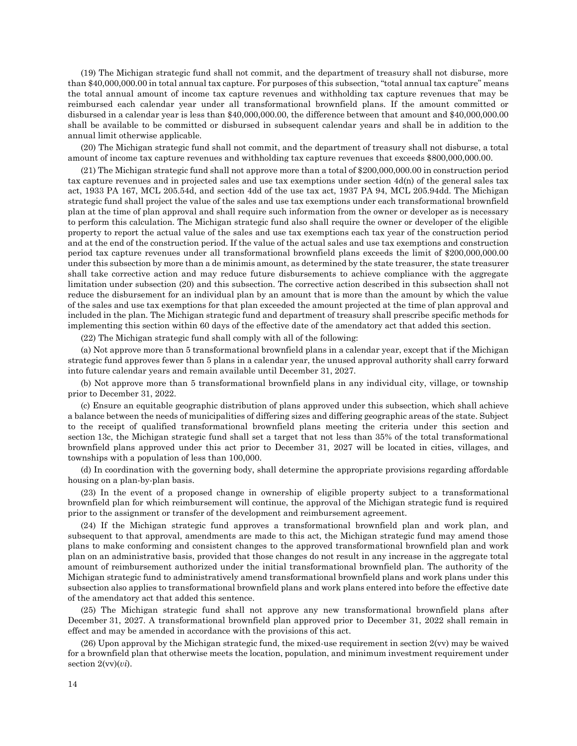(19) The Michigan strategic fund shall not commit, and the department of treasury shall not disburse, more than $40,000,000.00 in total annual tax capture. For purposes of this subsection, "total annual tax capture" means the total annual amount of income tax capture revenues and withholding tax capture revenues that may be reimbursed each calendar year under all transformational brownfield plans. If the amount committed or disbursed in a calendar year is less than $40,000,000.00, the difference between that amount and $40,000,000.00 shall be available to be committed or disbursed in subsequent calendar years and shall be in addition to the annual limit otherwise applicable.

(20) The Michigan strategic fund shall not commit, and the department of treasury shall not disburse, a total amount of income tax capture revenues and withholding tax capture revenues that exceeds $800,000,000.00.

(21) The Michigan strategic fund shall not approve more than a total of $200,000,000.00 in construction period tax capture revenues and in projected sales and use tax exemptions under section 4d(n) of the general sales tax act, 1933 PA 167, MCL 205.54d, and section 4dd of the use tax act, 1937 PA 94, MCL 205.94dd. The Michigan strategic fund shall project the value of the sales and use tax exemptions under each transformational brownfield plan at the time of plan approval and shall require such information from the owner or developer as is necessary to perform this calculation. The Michigan strategic fund also shall require the owner or developer of the eligible property to report the actual value of the sales and use tax exemptions each tax year of the construction period and at the end of the construction period. If the value of the actual sales and use tax exemptions and construction period tax capture revenues under all transformational brownfield plans exceeds the limit of $200,000,000.00 under this subsection by more than a de minimis amount, as determined by the state treasurer, the state treasurer shall take corrective action and may reduce future disbursements to achieve compliance with the aggregate limitation under subsection (20) and this subsection. The corrective action described in this subsection shall not reduce the disbursement for an individual plan by an amount that is more than the amount by which the value of the sales and use tax exemptions for that plan exceeded the amount projected at the time of plan approval and included in the plan. The Michigan strategic fund and department of treasury shall prescribe specific methods for implementing this section within 60 days of the effective date of the amendatory act that added this section.

(22) The Michigan strategic fund shall comply with all of the following:

(a) Not approve more than 5 transformational brownfield plans in a calendar year, except that if the Michigan strategic fund approves fewer than 5 plans in a calendar year, the unused approval authority shall carry forward into future calendar years and remain available until December 31, 2027.

(b) Not approve more than 5 transformational brownfield plans in any individual city, village, or township prior to December 31, 2022.

(c) Ensure an equitable geographic distribution of plans approved under this subsection, which shall achieve a balance between the needs of municipalities of differing sizes and differing geographic areas of the state. Subject to the receipt of qualified transformational brownfield plans meeting the criteria under this section and section 13c, the Michigan strategic fund shall set a target that not less than 35% of the total transformational brownfield plans approved under this act prior to December 31, 2027 will be located in cities, villages, and townships with a population of less than 100,000.

(d) In coordination with the governing body, shall determine the appropriate provisions regarding affordable housing on a plan-by-plan basis.

(23) In the event of a proposed change in ownership of eligible property subject to a transformational brownfield plan for which reimbursement will continue, the approval of the Michigan strategic fund is required prior to the assignment or transfer of the development and reimbursement agreement.

(24) If the Michigan strategic fund approves a transformational brownfield plan and work plan, and subsequent to that approval, amendments are made to this act, the Michigan strategic fund may amend those plans to make conforming and consistent changes to the approved transformational brownfield plan and work plan on an administrative basis, provided that those changes do not result in any increase in the aggregate total amount of reimbursement authorized under the initial transformational brownfield plan. The authority of the Michigan strategic fund to administratively amend transformational brownfield plans and work plans under this subsection also applies to transformational brownfield plans and work plans entered into before the effective date of the amendatory act that added this sentence.

(25) The Michigan strategic fund shall not approve any new transformational brownfield plans after December 31, 2027. A transformational brownfield plan approved prior to December 31, 2022 shall remain in effect and may be amended in accordance with the provisions of this act.

(26) Upon approval by the Michigan strategic fund, the mixed-use requirement in section 2(vv) may be waived for a brownfield plan that otherwise meets the location, population, and minimum investment requirement under section 2(vv)(*vi*).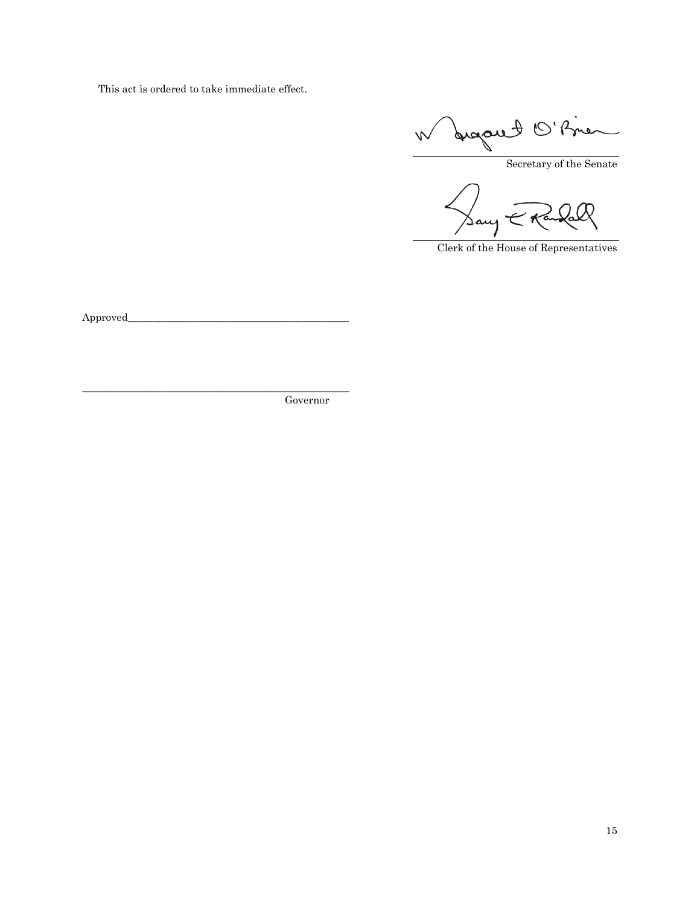This act is ordered to take immediate effect.

Secretary of the Senate

Clerk of the House of Representatives

Approved\_\_\_\_\_\_\_\_\_\_\_\_\_\_\_\_\_\_\_\_\_\_\_\_\_\_\_\_\_\_\_\_\_\_\_\_\_\_\_\_\_\_\_\_

\_\_\_\_\_\_\_\_\_\_\_\_\_\_\_\_\_\_\_\_\_\_\_\_\_\_\_\_\_\_\_\_\_\_\_\_\_\_\_\_\_\_\_\_\_\_\_\_\_\_\_\_\_\_

Governor